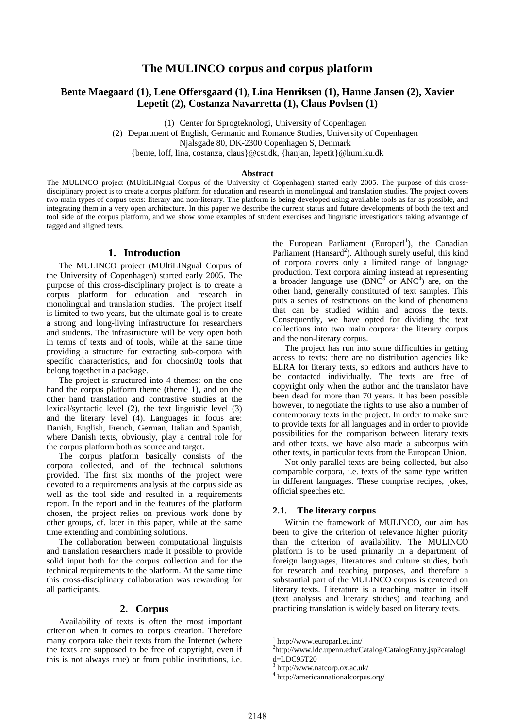# The MULINCO corpus and corpus platform

**Bente Maegaard (1), Lene Offersgaard (1), Lina Henriksen (1), Hanne Jansen (2), Xavier Lepetit (2), Costanza Navarretta (1), Claus Povlsen (1)**

(1) Center for Sprogteknologi, University of Copenhagen
(2) Department of English, Germanic and Romance Studies, University of Copenhagen
Njalsgade 80, DK-2300 Copenhagen S, Denmark
{bente, loff, lina, costanza, claus}@cst.dk, {hanjan, lepetit}@hum.ku.dk

**Abstract**

The MULINCO project (MUltiLINgual Corpus of the University of Copenhagen) started early 2005. The purpose of this cross-disciplinary project is to create a corpus platform for education and research in monolingual and translation studies. The project covers two main types of corpus texts: literary and non-literary. The platform is being developed using available tools as far as possible, and integrating them in a very open architecture. In this paper we describe the current status and future developments of both the text and tool side of the corpus platform, and we show some examples of student exercises and linguistic investigations taking advantage of tagged and aligned texts.

## 1. Introduction

The MULINCO project (MUltiLINgual Corpus of the University of Copenhagen) started early 2005. The purpose of this cross-disciplinary project is to create a corpus platform for education and research in monolingual and translation studies. The project itself is limited to two years, but the ultimate goal is to create a strong and long-living infrastructure for researchers and students. The infrastructure will be very open both in terms of texts and of tools, while at the same time providing a structure for extracting sub-corpora with specific characteristics, and for choosin0g tools that belong together in a package.

The project is structured into 4 themes: on the one hand the corpus platform theme (theme 1), and on the other hand translation and contrastive studies at the lexical/syntactic level (2), the text linguistic level (3) and the literary level (4). Languages in focus are: Danish, English, French, German, Italian and Spanish, where Danish texts, obviously, play a central role for the corpus platform both as source and target.

The corpus platform basically consists of the corpora collected, and of the technical solutions provided. The first six months of the project were devoted to a requirements analysis at the corpus side as well as the tool side and resulted in a requirements report. In the report and in the features of the platform chosen, the project relies on previous work done by other groups, cf. later in this paper, while at the same time extending and combining solutions.

The collaboration between computational linguists and translation researchers made it possible to provide solid input both for the corpus collection and for the technical requirements to the platform. At the same time this cross-disciplinary collaboration was rewarding for all participants.

## 2. Corpus

Availability of texts is often the most important criterion when it comes to corpus creation. Therefore many corpora take their texts from the Internet (where the texts are supposed to be free of copyright, even if this is not always true) or from public institutions, i.e. the European Parliament (Europarl[1]), the Canadian Parliament (Hansard[2]). Although surely useful, this kind of corpora covers only a limited range of language production. Text corpora aiming instead at representing a broader language use (BNC[3] or ANC[4]) are, on the other hand, generally constituted of text samples. This puts a series of restrictions on the kind of phenomena that can be studied within and across the texts. Consequently, we have opted for dividing the text collections into two main corpora: the literary corpus and the non-literary corpus.

The project has run into some difficulties in getting access to texts: there are no distribution agencies like ELRA for literary texts, so editors and authors have to be contacted individually. The texts are free of copyright only when the author and the translator have been dead for more than 70 years. It has been possible however, to negotiate the rights to use also a number of contemporary texts in the project. In order to make sure to provide texts for all languages and in order to provide possibilities for the comparison between literary texts and other texts, we have also made a subcorpus with other texts, in particular texts from the European Union.

Not only parallel texts are being collected, but also comparable corpora, i.e. texts of the same type written in different languages. These comprise recipes, jokes, official speeches etc.

### 2.1. The literary corpus

Within the framework of MULINCO, our aim has been to give the criterion of relevance higher priority than the criterion of availability. The MULINCO platform is to be used primarily in a department of foreign languages, literatures and culture studies, both for research and teaching purposes, and therefore a substantial part of the MULINCO corpus is centered on literary texts. Literature is a teaching matter in itself (text analysis and literary studies) and teaching and practicing translation is widely based on literary texts.

[1] http://www.europarl.eu.int/

[2] http://www.ldc.upenn.edu/Catalog/CatalogEntry.jsp?catalogId=LDC95T20

[3] http://www.natcorp.ox.ac.uk/

[4] http://americannationalcorpus.org/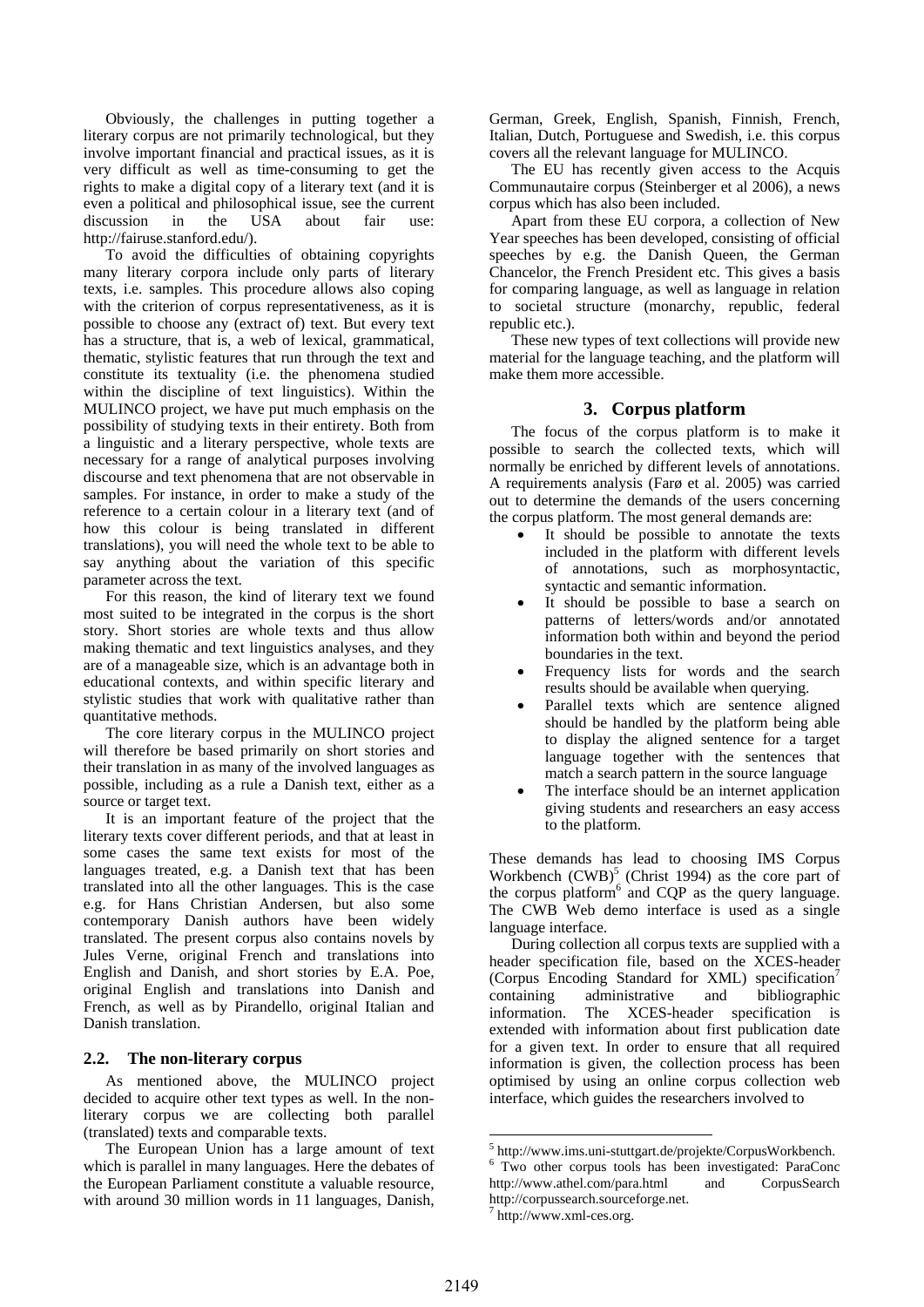Obviously, the challenges in putting together a literary corpus are not primarily technological, but they involve important financial and practical issues, as it is very difficult as well as time-consuming to get the rights to make a digital copy of a literary text (and it is even a political and philosophical issue, see the current discussion in the USA about fair use: http://fairuse.stanford.edu/).

To avoid the difficulties of obtaining copyrights many literary corpora include only parts of literary texts, i.e. samples. This procedure allows also coping with the criterion of corpus representativeness, as it is possible to choose any (extract of) text. But every text has a structure, that is, a web of lexical, grammatical, thematic, stylistic features that run through the text and constitute its textuality (i.e. the phenomena studied within the discipline of text linguistics). Within the MULINCO project, we have put much emphasis on the possibility of studying texts in their entirety. Both from a linguistic and a literary perspective, whole texts are necessary for a range of analytical purposes involving discourse and text phenomena that are not observable in samples. For instance, in order to make a study of the reference to a certain colour in a literary text (and of how this colour is being translated in different translations), you will need the whole text to be able to say anything about the variation of this specific parameter across the text.

For this reason, the kind of literary text we found most suited to be integrated in the corpus is the short story. Short stories are whole texts and thus allow making thematic and text linguistics analyses, and they are of a manageable size, which is an advantage both in educational contexts, and within specific literary and stylistic studies that work with qualitative rather than quantitative methods.

The core literary corpus in the MULINCO project will therefore be based primarily on short stories and their translation in as many of the involved languages as possible, including as a rule a Danish text, either as a source or target text.

It is an important feature of the project that the literary texts cover different periods, and that at least in some cases the same text exists for most of the languages treated, e.g. a Danish text that has been translated into all the other languages. This is the case e.g. for Hans Christian Andersen, but also some contemporary Danish authors have been widely translated. The present corpus also contains novels by Jules Verne, original French and translations into English and Danish, and short stories by E.A. Poe, original English and translations into Danish and French, as well as by Pirandello, original Italian and Danish translation.

### 2.2. The non-literary corpus

As mentioned above, the MULINCO project decided to acquire other text types as well. In the non-literary corpus we are collecting both parallel (translated) texts and comparable texts.

The European Union has a large amount of text which is parallel in many languages. Here the debates of the European Parliament constitute a valuable resource, with around 30 million words in 11 languages, Danish, German, Greek, English, Spanish, Finnish, French, Italian, Dutch, Portuguese and Swedish, i.e. this corpus covers all the relevant language for MULINCO.

The EU has recently given access to the Acquis Communautaire corpus (Steinberger et al 2006), a news corpus which has also been included.

Apart from these EU corpora, a collection of New Year speeches has been developed, consisting of official speeches by e.g. the Danish Queen, the German Chancelor, the French President etc. This gives a basis for comparing language, as well as language in relation to societal structure (monarchy, republic, federal republic etc.).

These new types of text collections will provide new material for the language teaching, and the platform will make them more accessible.

## 3. Corpus platform

The focus of the corpus platform is to make it possible to search the collected texts, which will normally be enriched by different levels of annotations. A requirements analysis (Farø et al. 2005) was carried out to determine the demands of the users concerning the corpus platform. The most general demands are:

- It should be possible to annotate the texts included in the platform with different levels of annotations, such as morphosyntactic, syntactic and semantic information.
- It should be possible to base a search on patterns of letters/words and/or annotated information both within and beyond the period boundaries in the text.
- Frequency lists for words and the search results should be available when querying.
- Parallel texts which are sentence aligned should be handled by the platform being able to display the aligned sentence for a target language together with the sentences that match a search pattern in the source language
- The interface should be an internet application giving students and researchers an easy access to the platform.

These demands has lead to choosing IMS Corpus Workbench (CWB)[5] (Christ 1994) as the core part of the corpus platform[6] and CQP as the query language. The CWB Web demo interface is used as a single language interface.

During collection all corpus texts are supplied with a header specification file, based on the XCES-header (Corpus Encoding Standard for XML) specification[7] containing administrative and bibliographic information. The XCES-header specification is extended with information about first publication date for a given text. In order to ensure that all required information is given, the collection process has been optimised by using an online corpus collection web interface, which guides the researchers involved to

---

[5] http://www.ims.uni-stuttgart.de/projekte/CorpusWorkbench.

[6] Two other corpus tools has been investigated: ParaConc http://www.athel.com/para.html and CorpusSearch http://corpussearch.sourceforge.net.

[7] http://www.xml-ces.org.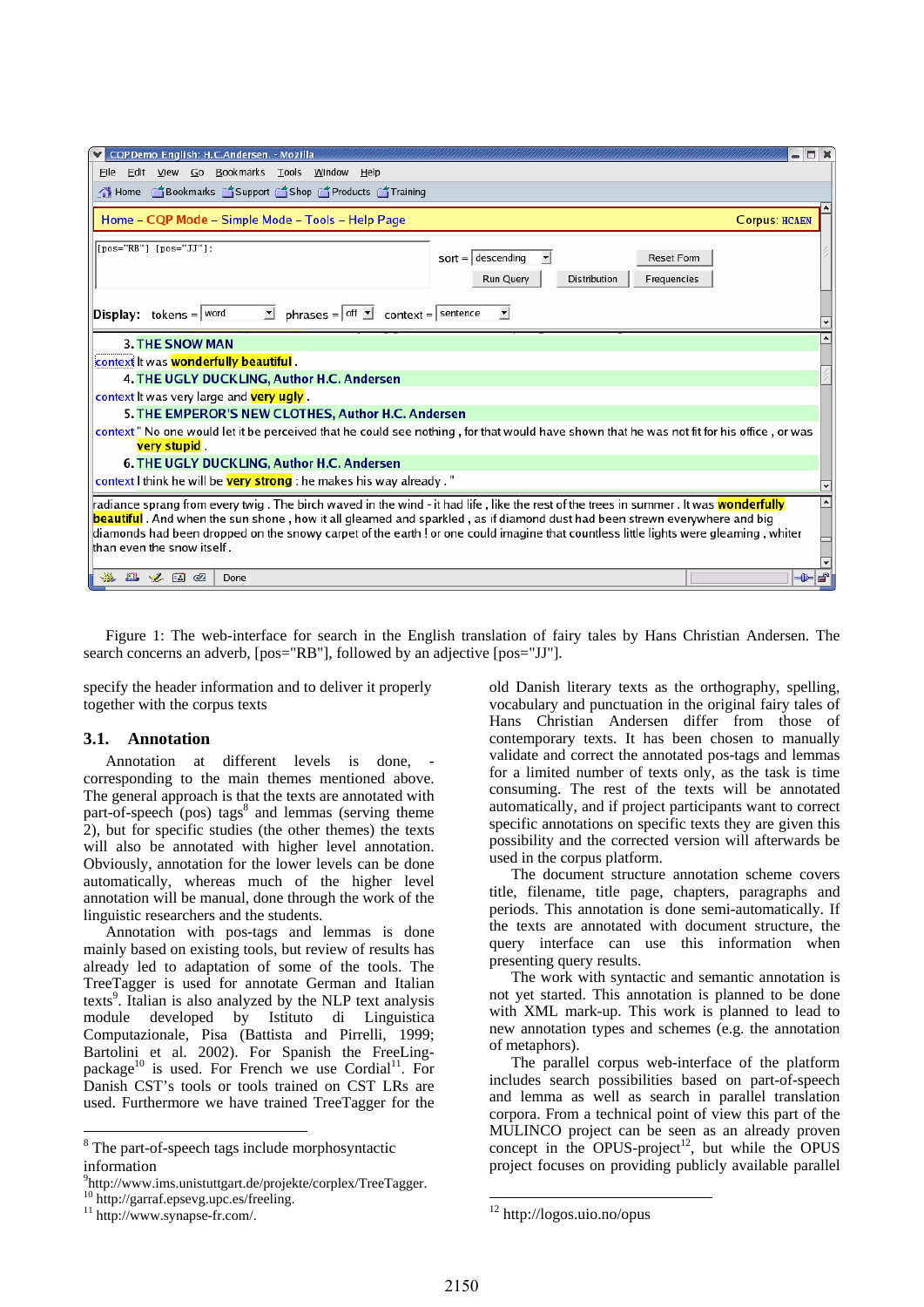Figure 1: The web-interface for search in the English translation of fairy tales by Hans Christian Andersen. The search concerns an adverb, [pos="RB"], followed by an adjective [pos="JJ"].

specify the header information and to deliver it properly together with the corpus texts

## 3.1. Annotation

Annotation at different levels is done, -corresponding to the main themes mentioned above. The general approach is that the texts are annotated with part-of-speech (pos) tags[8] and lemmas (serving theme 2), but for specific studies (the other themes) the texts will also be annotated with higher level annotation. Obviously, annotation for the lower levels can be done automatically, whereas much of the higher level annotation will be manual, done through the work of the linguistic researchers and the students.

Annotation with pos-tags and lemmas is done mainly based on existing tools, but review of results has already led to adaptation of some of the tools. The TreeTagger is used for annotate German and Italian texts[9]. Italian is also analyzed by the NLP text analysis module developed by Istituto di Linguistica Computazionale, Pisa (Battista and Pirrelli, 1999; Bartolini et al. 2002). For Spanish the FreeLing-package[10] is used. For French we use Cordial[11]. For Danish CST's tools or tools trained on CST LRs are used. Furthermore we have trained TreeTagger for the old Danish literary texts as the orthography, spelling, vocabulary and punctuation in the original fairy tales of Hans Christian Andersen differ from those of contemporary texts. It has been chosen to manually validate and correct the annotated pos-tags and lemmas for a limited number of texts only, as the task is time consuming. The rest of the texts will be annotated automatically, and if project participants want to correct specific annotations on specific texts they are given this possibility and the corrected version will afterwards be used in the corpus platform.

The document structure annotation scheme covers title, filename, title page, chapters, paragraphs and periods. This annotation is done semi-automatically. If the texts are annotated with document structure, the query interface can use this information when presenting query results.

The work with syntactic and semantic annotation is not yet started. This annotation is planned to be done with XML mark-up. This work is planned to lead to new annotation types and schemes (e.g. the annotation of metaphors).

The parallel corpus web-interface of the platform includes search possibilities based on part-of-speech and lemma as well as search in parallel translation corpora. From a technical point of view this part of the MULINCO project can be seen as an already proven concept in the OPUS-project[12], but while the OPUS project focuses on providing publicly available parallel

[8] The part-of-speech tags include morphosyntactic information

[9] http://www.ims.unistuttgart.de/projekte/corplex/TreeTagger.

[10] http://garraf.epsevg.upc.es/freeling.

[11] http://www.synapse-fr.com/.

[12] http://logos.uio.no/opus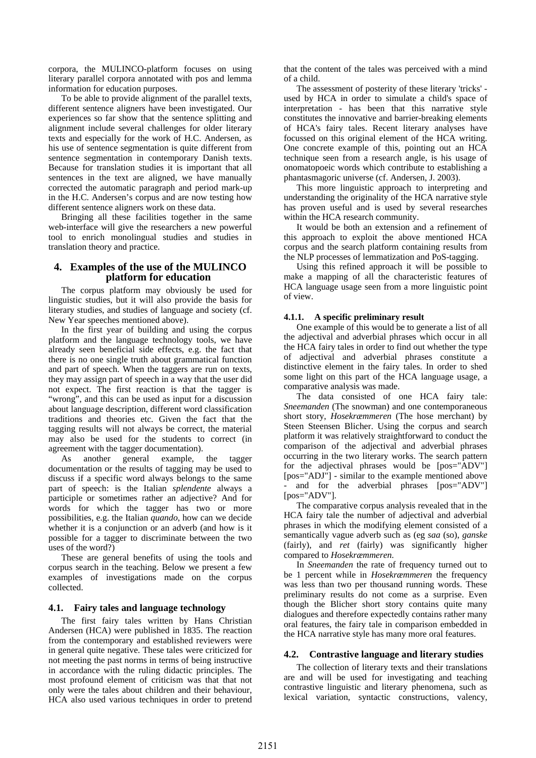corpora, the MULINCO-platform focuses on using literary parallel corpora annotated with pos and lemma information for education purposes.

To be able to provide alignment of the parallel texts, different sentence aligners have been investigated. Our experiences so far show that the sentence splitting and alignment include several challenges for older literary texts and especially for the work of H.C. Andersen, as his use of sentence segmentation is quite different from sentence segmentation in contemporary Danish texts. Because for translation studies it is important that all sentences in the text are aligned, we have manually corrected the automatic paragraph and period mark-up in the H.C. Andersen's corpus and are now testing how different sentence aligners work on these data.

Bringing all these facilities together in the same web-interface will give the researchers a new powerful tool to enrich monolingual studies and studies in translation theory and practice.

## 4. Examples of the use of the MULINCO platform for education

The corpus platform may obviously be used for linguistic studies, but it will also provide the basis for literary studies, and studies of language and society (cf. New Year speeches mentioned above).

In the first year of building and using the corpus platform and the language technology tools, we have already seen beneficial side effects, e.g. the fact that there is no one single truth about grammatical function and part of speech. When the taggers are run on texts, they may assign part of speech in a way that the user did not expect. The first reaction is that the tagger is "wrong", and this can be used as input for a discussion about language description, different word classification traditions and theories etc. Given the fact that the tagging results will not always be correct, the material may also be used for the students to correct (in agreement with the tagger documentation).

As another general example, the tagger documentation or the results of tagging may be used to discuss if a specific word always belongs to the same part of speech: is the Italian *splendente* always a participle or sometimes rather an adjective? And for words for which the tagger has two or more possibilities, e.g. the Italian *quando*, how can we decide whether it is a conjunction or an adverb (and how is it possible for a tagger to discriminate between the two uses of the word?)

These are general benefits of using the tools and corpus search in the teaching. Below we present a few examples of investigations made on the corpus collected.

### 4.1. Fairy tales and language technology

The first fairy tales written by Hans Christian Andersen (HCA) were published in 1835. The reaction from the contemporary and established reviewers were in general quite negative. These tales were criticized for not meeting the past norms in terms of being instructive in accordance with the ruling didactic principles. The most profound element of criticism was that that not only were the tales about children and their behaviour, HCA also used various techniques in order to pretend that the content of the tales was perceived with a mind of a child.

The assessment of posterity of these literary 'tricks' - used by HCA in order to simulate a child's space of interpretation - has been that this narrative style constitutes the innovative and barrier-breaking elements of HCA's fairy tales. Recent literary analyses have focussed on this original element of the HCA writing. One concrete example of this, pointing out an HCA technique seen from a research angle, is his usage of onomatopoeic words which contribute to establishing a phantasmagoric universe (cf. Andersen, J. 2003).

This more linguistic approach to interpreting and understanding the originality of the HCA narrative style has proven useful and is used by several researches within the HCA research community.

It would be both an extension and a refinement of this approach to exploit the above mentioned HCA corpus and the search platform containing results from the NLP processes of lemmatization and PoS-tagging.

Using this refined approach it will be possible to make a mapping of all the characteristic features of HCA language usage seen from a more linguistic point of view.

#### 4.1.1. A specific preliminary result

One example of this would be to generate a list of all the adjectival and adverbial phrases which occur in all the HCA fairy tales in order to find out whether the type of adjectival and adverbial phrases constitute a distinctive element in the fairy tales. In order to shed some light on this part of the HCA language usage, a comparative analysis was made.

The data consisted of one HCA fairy tale: *Sneemanden* (The snowman) and one contemporaneous short story, *Hosekræmmeren* (The hose merchant) by Steen Steensen Blicher. Using the corpus and search platform it was relatively straightforward to conduct the comparison of the adjectival and adverbial phrases occurring in the two literary works. The search pattern for the adjectival phrases would be [pos="ADV"] [pos="ADJ"] - similar to the example mentioned above - and for the adverbial phrases [pos="ADV"] [pos="ADV"].

The comparative corpus analysis revealed that in the HCA fairy tale the number of adjectival and adverbial phrases in which the modifying element consisted of a semantically vague adverb such as (eg *saa* (so), *ganske* (fairly), and *ret* (fairly) was significantly higher compared to *Hosekræmmeren*.

In *Sneemanden* the rate of frequency turned out to be 1 percent while in *Hosekræmmeren* the frequency was less than two per thousand running words. These preliminary results do not come as a surprise. Even though the Blicher short story contains quite many dialogues and therefore expectedly contains rather many oral features, the fairy tale in comparison embedded in the HCA narrative style has many more oral features.

### 4.2. Contrastive language and literary studies

The collection of literary texts and their translations are and will be used for investigating and teaching contrastive linguistic and literary phenomena, such as lexical variation, syntactic constructions, valency,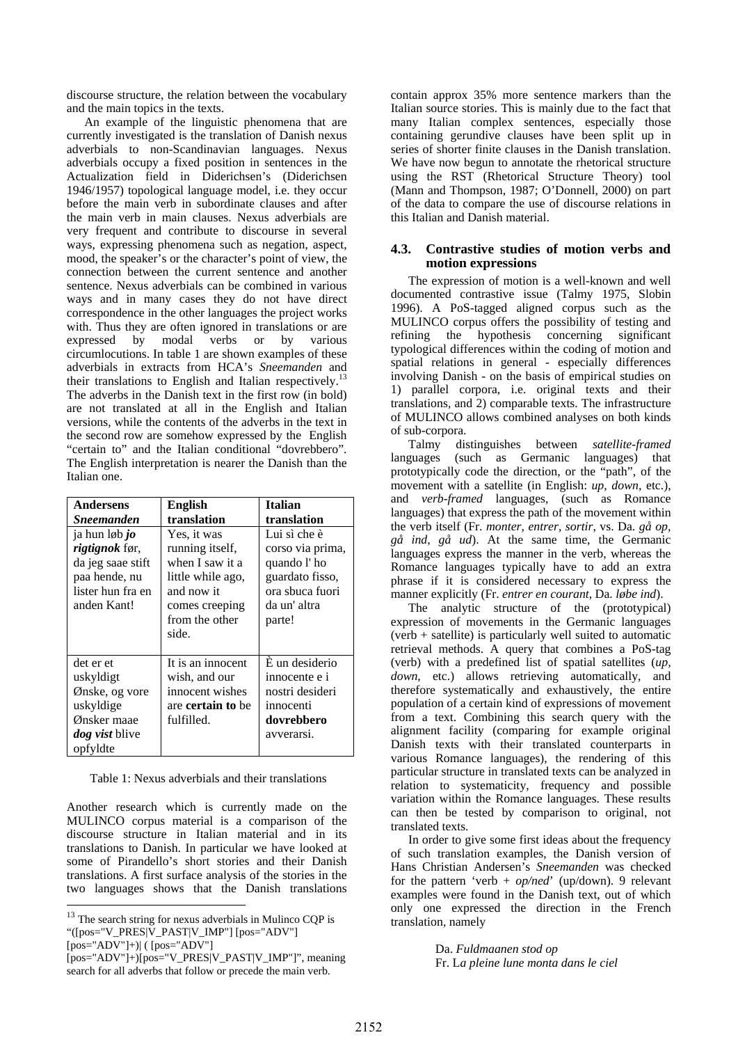discourse structure, the relation between the vocabulary and the main topics in the texts.

An example of the linguistic phenomena that are currently investigated is the translation of Danish nexus adverbials to non-Scandinavian languages. Nexus adverbials occupy a fixed position in sentences in the Actualization field in Diderichsen's (Diderichsen 1946/1957) topological language model, i.e. they occur before the main verb in subordinate clauses and after the main verb in main clauses. Nexus adverbials are very frequent and contribute to discourse in several ways, expressing phenomena such as negation, aspect, mood, the speaker's or the character's point of view, the connection between the current sentence and another sentence. Nexus adverbials can be combined in various ways and in many cases they do not have direct correspondence in the other languages the project works with. Thus they are often ignored in translations or are expressed by modal verbs or by various circumlocutions. In table 1 are shown examples of these adverbials in extracts from HCA's *Sneemanden* and their translations to English and Italian respectively.[13] The adverbs in the Danish text in the first row (in bold) are not translated at all in the English and Italian versions, while the contents of the adverbs in the text in the second row are somehow expressed by the English "certain to" and the Italian conditional "dovrebbero". The English interpretation is nearer the Danish than the Italian one.

| **Andersens *Sneemanden*** | **English translation** | **Italian translation** |
|---|---|---|
| ja hun løb ***jo rigtignok*** før, da jeg saae stift paa hende, nu lister hun fra en anden Kant! | Yes, it was running itself, when I saw it a little while ago, and now it comes creeping from the other side. | Lui sì che è corso via prima, quando l' ho guardato fisso, ora sbuca fuori da un' altra parte! |
| det er et uskyldigt Ønske, og vore uskyldige Ønsker maae ***dog vist*** blive opfyldte | It is an innocent wish, and our innocent wishes are **certain to** be fulfilled. | È un desiderio innocente e i nostri desideri innocenti **dovrebbero** avverarsi. |

Table 1: Nexus adverbials and their translations

Another research which is currently made on the MULINCO corpus material is a comparison of the discourse structure in Italian material and in its translations to Danish. In particular we have looked at some of Pirandello's short stories and their Danish translations. A first surface analysis of the stories in the two languages shows that the Danish translations contain approx 35% more sentence markers than the Italian source stories. This is mainly due to the fact that many Italian complex sentences, especially those containing gerundive clauses have been split up in series of shorter finite clauses in the Danish translation. We have now begun to annotate the rhetorical structure using the RST (Rhetorical Structure Theory) tool (Mann and Thompson, 1987; O'Donnell, 2000) on part of the data to compare the use of discourse relations in this Italian and Danish material.

### 4.3. Contrastive studies of motion verbs and motion expressions

The expression of motion is a well-known and well documented contrastive issue (Talmy 1975, Slobin 1996). A PoS-tagged aligned corpus such as the MULINCO corpus offers the possibility of testing and refining the hypothesis concerning significant typological differences within the coding of motion and spatial relations in general - especially differences involving Danish - on the basis of empirical studies on 1) parallel corpora, i.e. original texts and their translations, and 2) comparable texts. The infrastructure of MULINCO allows combined analyses on both kinds of sub-corpora.

Talmy distinguishes between *satellite-framed* languages (such as Germanic languages) that prototypically code the direction, or the "path", of the movement with a satellite (in English: *up, down,* etc.), and *verb-framed* languages, (such as Romance languages) that express the path of the movement within the verb itself (Fr. *monter, entrer, sortir,* vs. Da. *gå op, gå ind, gå ud*). At the same time, the Germanic languages express the manner in the verb, whereas the Romance languages typically have to add an extra phrase if it is considered necessary to express the manner explicitly (Fr. *entrer en courant*, Da. *løbe ind*).

The analytic structure of the (prototypical) expression of movements in the Germanic languages (verb + satellite) is particularly well suited to automatic retrieval methods. A query that combines a PoS-tag (verb) with a predefined list of spatial satellites (*up, down,* etc.) allows retrieving automatically, and therefore systematically and exhaustively, the entire population of a certain kind of expressions of movement from a text. Combining this search query with the alignment facility (comparing for example original Danish texts with their translated counterparts in various Romance languages), the rendering of this particular structure in translated texts can be analyzed in relation to systematicity, frequency and possible variation within the Romance languages. These results can then be tested by comparison to original, not translated texts.

In order to give some first ideas about the frequency of such translation examples, the Danish version of Hans Christian Andersen's *Sneemanden* was checked for the pattern 'verb + *op/ned*' (up/down). 9 relevant examples were found in the Danish text, out of which only one expressed the direction in the French translation, namely

> Da. *Fuldmaanen stod op*
> Fr. L*a pleine lune monta dans le ciel*

---

[13] The search string for nexus adverbials in Mulinco CQP is "([pos="V_PRES|V_PAST|V_IMP"] [pos="ADV"] [pos="ADV"]+)| ( [pos="ADV"] [pos="ADV"]+)[pos="V_PRES|V_PAST|V_IMP"]", meaning search for all adverbs that follow or precede the main verb.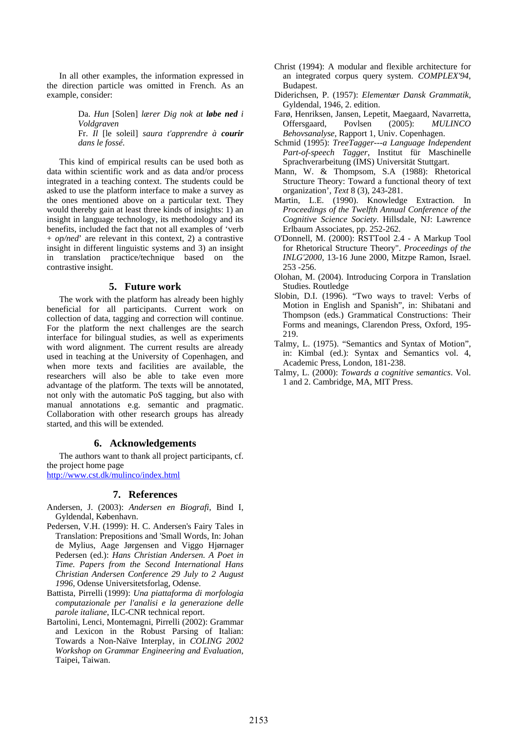In all other examples, the information expressed in the direction particle was omitted in French. As an example, consider:

> Da. *Hun* [Solen] *lærer Dig nok at* ***løbe ned*** *i Voldgraven*
> Fr. *Il* [le soleil] *saura t'apprendre à* ***courir*** *dans le fossé.*

This kind of empirical results can be used both as data within scientific work and as data and/or process integrated in a teaching context. The students could be asked to use the platform interface to make a survey as the ones mentioned above on a particular text. They would thereby gain at least three kinds of insights: 1) an insight in language technology, its methodology and its benefits, included the fact that not all examples of 'verb + *op/ned*' are relevant in this context, 2) a contrastive insight in different linguistic systems and 3) an insight in translation practice/technique based on the contrastive insight.

## 5. Future work

The work with the platform has already been highly beneficial for all participants. Current work on collection of data, tagging and correction will continue. For the platform the next challenges are the search interface for bilingual studies, as well as experiments with word alignment. The current results are already used in teaching at the University of Copenhagen, and when more texts and facilities are available, the researchers will also be able to take even more advantage of the platform. The texts will be annotated, not only with the automatic PoS tagging, but also with manual annotations e.g. semantic and pragmatic. Collaboration with other research groups has already started, and this will be extended.

## 6. Acknowledgements

The authors want to thank all project participants, cf. the project home page
http://www.cst.dk/mulinco/index.html

## 7. References

Andersen, J. (2003): *Andersen en Biografi*, Bind I, Gyldendal, København.

Pedersen, V.H. (1999): H. C. Andersen's Fairy Tales in Translation: Prepositions and 'Small Words, In: Johan de Mylius, Aage Jørgensen and Viggo Hjørnager Pedersen (ed.): *Hans Christian Andersen. A Poet in Time. Papers from the Second International Hans Christian Andersen Conference 29 July to 2 August 1996*, Odense Universitetsforlag, Odense.

Battista, Pirrelli (1999): *Una piattaforma di morfologia computazionale per l'analisi e la generazione delle parole italiane*, ILC-CNR technical report.

Bartolini, Lenci, Montemagni, Pirrelli (2002): Grammar and Lexicon in the Robust Parsing of Italian: Towards a Non-Naïve Interplay, in *COLING 2002 Workshop on Grammar Engineering and Evaluation*, Taipei, Taiwan.

Christ (1994): A modular and flexible architecture for an integrated corpus query system. *COMPLEX'94*, Budapest.

Diderichsen, P. (1957): *Elementær Dansk Grammatik*, Gyldendal, 1946, 2. edition.

Farø, Henriksen, Jansen, Lepetit, Maegaard, Navarretta, Offersgaard, Povlsen (2005): *MULINCO Behovsanalyse*, Rapport 1, Univ. Copenhagen.

Schmid (1995): *TreeTagger---a Language Independent Part-of-speech Tagger*, Institut für Maschinelle Sprachverarbeitung (IMS) Universität Stuttgart.

Mann, W. & Thompsom, S.A (1988): Rhetorical Structure Theory: Toward a functional theory of text organization', *Text* 8 (3), 243-281.

Martin, L.E. (1990). Knowledge Extraction. In *Proceedings of the Twelfth Annual Conference of the Cognitive Science Society*. Hillsdale, NJ: Lawrence Erlbaum Associates, pp. 252-262.

O'Donnell, M. (2000): RSTTool 2.4 - A Markup Tool for Rhetorical Structure Theory". *Proceedings of the INLG'2000*, 13-16 June 2000, Mitzpe Ramon, Israel. 253 -256.

Olohan, M. (2004). Introducing Corpora in Translation Studies. Routledge

Slobin, D.I. (1996). "Two ways to travel: Verbs of Motion in English and Spanish", in: Shibatani and Thompson (eds.) Grammatical Constructions: Their Forms and meanings, Clarendon Press, Oxford, 195-219.

Talmy, L. (1975). "Semantics and Syntax of Motion", in: Kimbal (ed.): Syntax and Semantics vol. 4, Academic Press, London, 181-238.

Talmy, L. (2000): *Towards a cognitive semantics*. Vol. 1 and 2. Cambridge, MA, MIT Press.